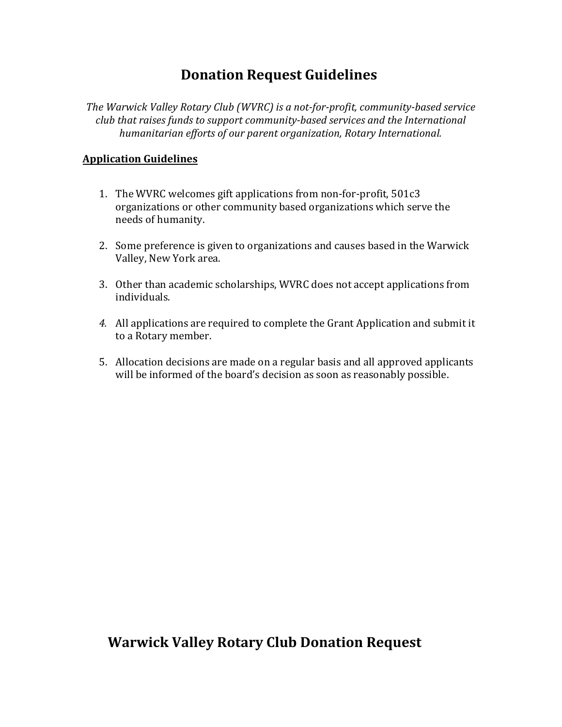# Donation Request Guidelines

*The Warwick Valley Rotary Club (WVRC) is a not-for-profit, community-based service club that raises funds to support community-based services and the International humanitarian efforts of our parent organization, Rotary International.*

**Application Guidelines**

1. The WVRC welcomes gift applications from non-for-profit, 501c3 organizations or other community based organizations which serve the needs of humanity.
2. Some preference is given to organizations and causes based in the Warwick Valley, New York area.
3. Other than academic scholarships, WVRC does not accept applications from individuals.
4. All applications are required to complete the Grant Application and submit it to a Rotary member.
5. Allocation decisions are made on a regular basis and all approved applicants will be informed of the board's decision as soon as reasonably possible.

## Warwick Valley Rotary Club Donation Request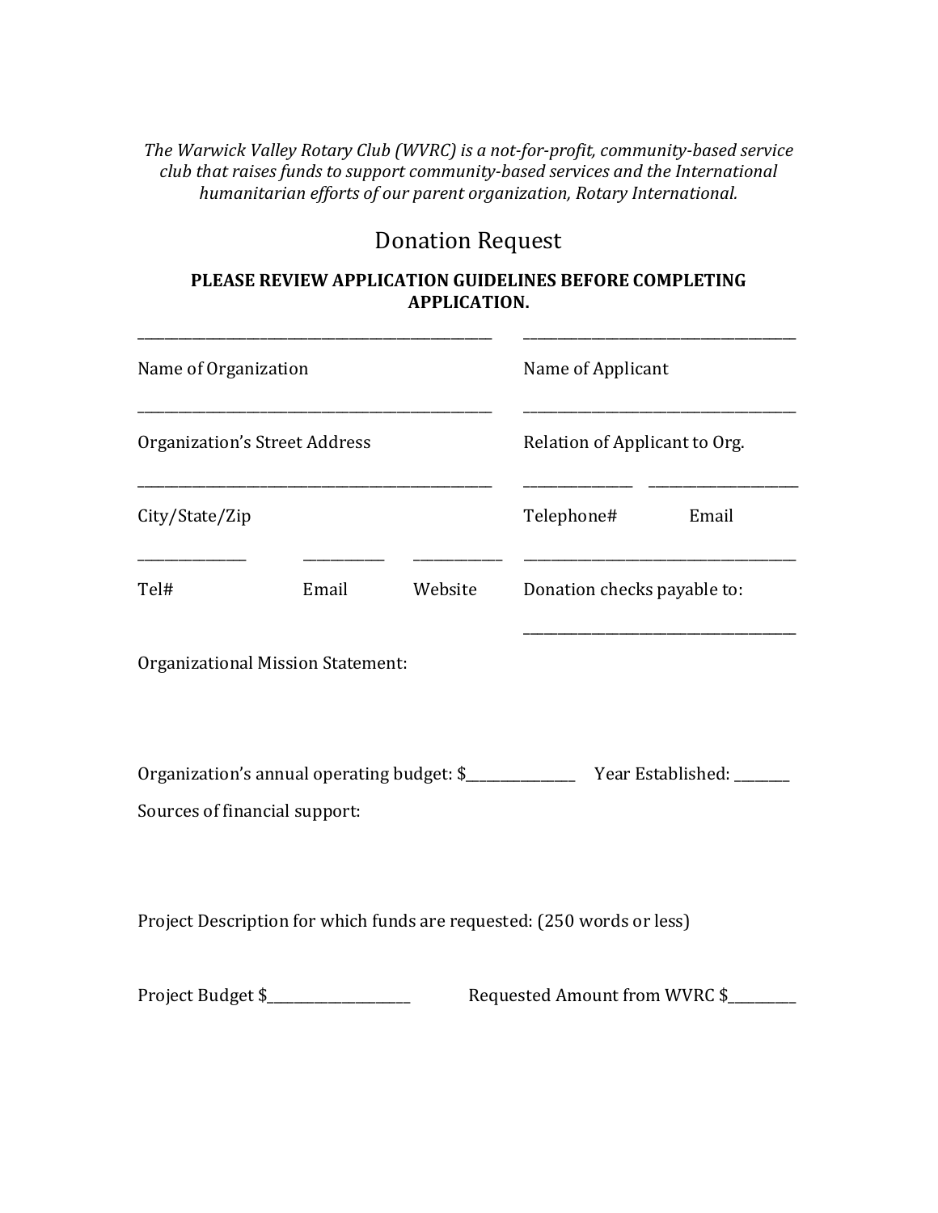*The Warwick Valley Rotary Club (WVRC) is a not-for-profit, community-based service club that raises funds to support community-based services and the International humanitarian efforts of our parent organization, Rotary International.*

# Donation Request

**PLEASE REVIEW APPLICATION GUIDELINES BEFORE COMPLETING APPLICATION.**

| | |
|---|---|
| ___________________________________________ | ___________________________________ |
| Name of Organization | Name of Applicant |
| ___________________________________________ | ___________________________________ |
| Organization's Street Address | Relation of Applicant to Org. |
| ___________________________________________ | _____________ ___________________ |
| City/State/Zip | Telephone# Email |
| _____________ ___________ ___________ | ___________________________________ |
| Tel# Email Website | Donation checks payable to: |
| | ___________________________________ |

Organizational Mission Statement:

Organization's annual operating budget: $______________ Year Established: _______

Sources of financial support:

Project Description for which funds are requested: (250 words or less)

Project Budget $___________________ Requested Amount from WVRC $_________